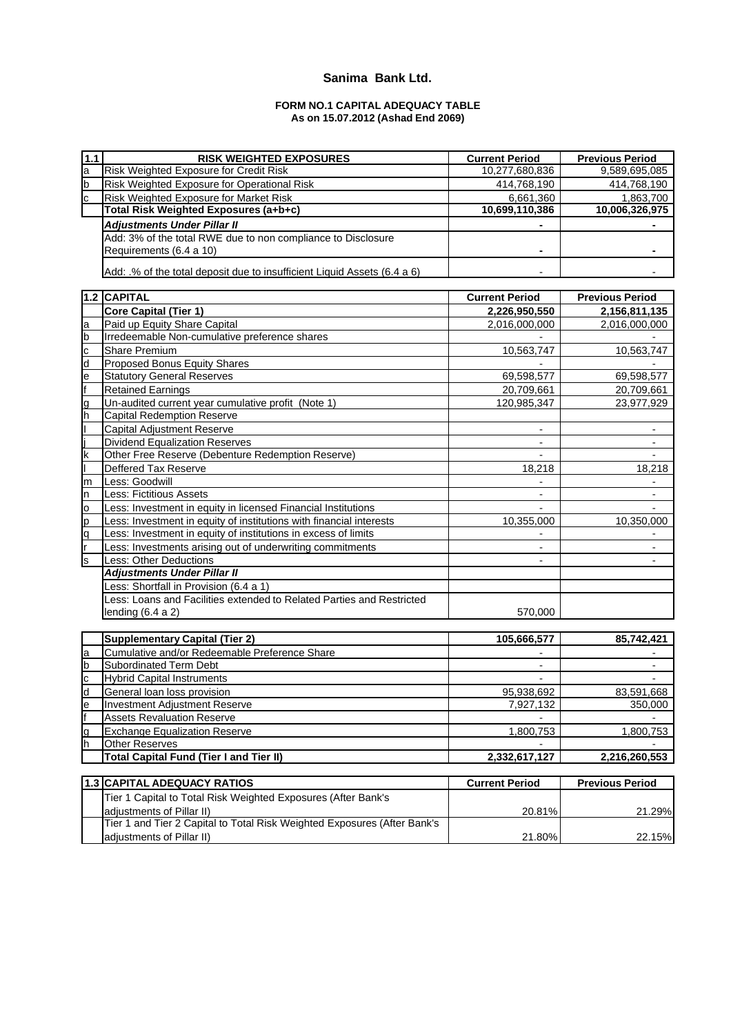# Sanima Bank Ltd.

## FORM NO.1 CAPITAL ADEQUACY TABLE
### As on 15.07.2012 (Ashad End 2069)

| 1.1 | RISK WEIGHTED EXPOSURES | Current Period | Previous Period |
|---|---|---|---|
| a | Risk Weighted Exposure for Credit Risk | 10,277,680,836 | 9,589,695,085 |
| b | Risk Weighted Exposure for Operational Risk | 414,768,190 | 414,768,190 |
| c | Risk Weighted Exposure for Market Risk | 6,661,360 | 1,863,700 |
| | **Total Risk Weighted Exposures (a+b+c)** | **10,699,110,386** | **10,006,326,975** |
| | ***Adjustments Under Pillar II*** | - | - |
| | Add: 3% of the total RWE due to non compliance to Disclosure Requirements (6.4 a 10) | - | - |
| | Add: .% of the total deposit due to insufficient Liquid Assets (6.4 a 6) | - | - |

| 1.2 | CAPITAL | Current Period | Previous Period |
|---|---|---|---|
| | **Core Capital (Tier 1)** | **2,226,950,550** | **2,156,811,135** |
| a | Paid up Equity Share Capital | 2,016,000,000 | 2,016,000,000 |
| b | Irredeemable Non-cumulative preference shares | - | - |
| c | Share Premium | 10,563,747 | 10,563,747 |
| d | Proposed Bonus Equity Shares | - | - |
| e | Statutory General Reserves | 69,598,577 | 69,598,577 |
| f | Retained Earnings | 20,709,661 | 20,709,661 |
| g | Un-audited current year cumulative profit (Note 1) | 120,985,347 | 23,977,929 |
| h | Capital Redemption Reserve | | |
| I | Capital Adjustment Reserve | - | - |
| j | Dividend Equalization Reserves | - | - |
| k | Other Free Reserve (Debenture Redemption Reserve) | - | - |
| l | Deffered Tax Reserve | 18,218 | 18,218 |
| m | Less: Goodwill | - | - |
| n | Less: Fictitious Assets | - | - |
| o | Less: Investment in equity in licensed Financial Institutions | - | - |
| p | Less: Investment in equity of institutions with financial interests | 10,355,000 | 10,350,000 |
| q | Less: Investment in equity of institutions in excess of limits | - | - |
| r | Less: Investments arising out of underwriting commitments | - | - |
| s | Less: Other Deductions | - | - |
| | ***Adjustments Under Pillar II*** | | |
| | Less: Shortfall in Provision (6.4 a 1) | | |
| | Less: Loans and Facilities extended to Related Parties and Restricted lending (6.4 a 2) | 570,000 | |

| | Supplementary Capital (Tier 2) | 105,666,577 | 85,742,421 |
|---|---|---|---|
| a | Cumulative and/or Redeemable Preference Share | - | - |
| b | Subordinated Term Debt | - | - |
| c | Hybrid Capital Instruments | - | - |
| d | General loan loss provision | 95,938,692 | 83,591,668 |
| e | Investment Adjustment Reserve | 7,927,132 | 350,000 |
| f | Assets Revaluation Reserve | - | - |
| g | Exchange Equalization Reserve | 1,800,753 | 1,800,753 |
| h | Other Reserves | - | - |
| | **Total Capital Fund (Tier I and Tier II)** | **2,332,617,127** | **2,216,260,553** |

| 1.3 | CAPITAL ADEQUACY RATIOS | Current Period | Previous Period |
|---|---|---|---|
| | Tier 1 Capital to Total Risk Weighted Exposures (After Bank's adjustments of Pillar II) | 20.81% | 21.29% |
| | Tier 1 and Tier 2 Capital to Total Risk Weighted Exposures (After Bank's adjustments of Pillar II) | 21.80% | 22.15% |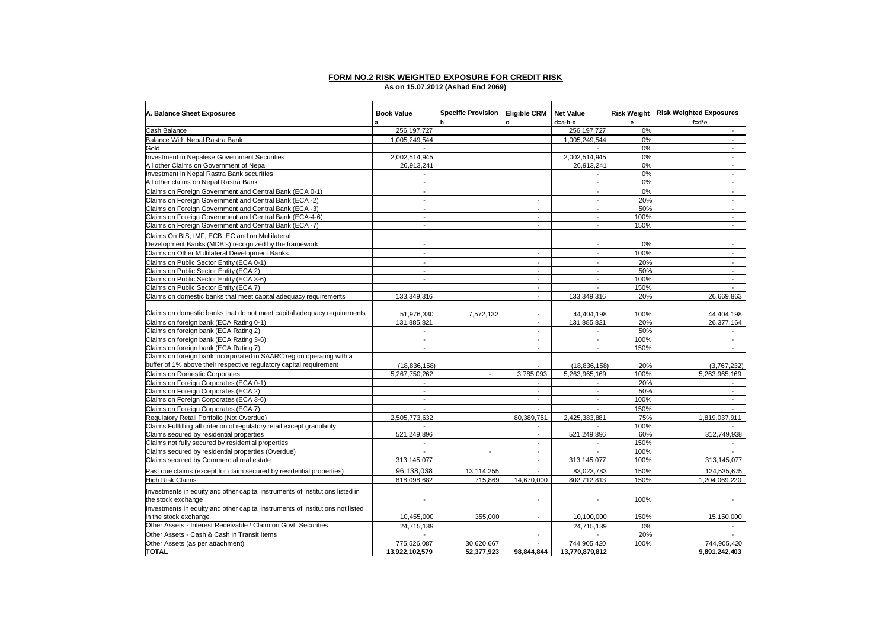## FORM NO.2 RISK WEIGHTED EXPOSURE FOR CREDIT RISK

**As on 15.07.2012 (Ashad End 2069)**

| A. Balance Sheet Exposures | Book Value<br>a | Specific Provision<br>b | Eligible CRM<br>c | Net Value<br>d=a-b-c | Risk Weight<br>e | Risk Weighted Exposures<br>f=d*e |
|---|---|---|---|---|---|---|
| Cash Balance | 256,197,727 | | | 256,197,727 | 0% | - |
| Balance With Nepal Rastra Bank | 1,005,249,544 | | | 1,005,249,544 | 0% | - |
| Gold | - | | | - | 0% | - |
| Investment in Nepalese Government Securities | 2,002,514,945 | | | 2,002,514,945 | 0% | - |
| All other Claims on Government of Nepal | 26,913,241 | | | 26,913,241 | 0% | - |
| Investment in Nepal Rastra Bank securities | - | | | - | 0% | - |
| All other claims on Nepal Rastra Bank | - | | | - | 0% | - |
| Claims on Foreign Government and Central Bank (ECA 0-1) | - | | | - | 0% | - |
| Claims on Foreign Government and Central Bank (ECA -2) | - | | - | - | 20% | - |
| Claims on Foreign Government and Central Bank (ECA -3) | - | | - | - | 50% | - |
| Claims on Foreign Government and Central Bank (ECA-4-6) | - | | - | - | 100% | - |
| Claims on Foreign Government and Central Bank (ECA -7) | - | | - | - | 150% | - |
| Claims On BIS, IMF, ECB, EC and on Multilateral Development Banks (MDB's) recognized by the framework | - | | | - | 0% | - |
| Claims on Other Multilateral Development Banks | - | | - | - | 100% | - |
| Claims on Public Sector Entity (ECA 0-1) | - | | - | - | 20% | - |
| Claims on Public Sector Entity (ECA 2) | - | | - | - | 50% | - |
| Claims on Public Sector Entity (ECA 3-6) | - | | - | - | 100% | - |
| Claims on Public Sector Entity (ECA 7) | | | - | - | 150% | - |
| Claims on domestic banks that meet capital adequacy requirements | 133,349,316 | | - | 133,349,316 | 20% | 26,669,863 |
| Claims on domestic banks that do not meet capital adequacy requirements | 51,976,330 | 7,572,132 | - | 44,404,198 | 100% | 44,404,198 |
| Claims on foreign bank (ECA Rating 0-1) | 131,885,821 | | - | 131,885,821 | 20% | 26,377,164 |
| Claims on foreign bank (ECA Rating 2) | - | | - | - | 50% | - |
| Claims on foreign bank (ECA Rating 3-6) | - | | - | - | 100% | - |
| Claims on foreign bank (ECA Rating 7) | - | | - | - | 150% | - |
| Claims on foreign bank incorporated in SAARC region operating with a buffer of 1% above their respective regulatory capital requirement | (18,836,158) | | - | (18,836,158) | 20% | (3,767,232) |
| Claims on Domestic Corporates | 5,267,750,262 | - | 3,785,093 | 5,263,965,169 | 100% | 5,263,965,169 |
| Claims on Foreign Corporates (ECA 0-1) | - | | - | - | 20% | - |
| Claims on Foreign Corporates (ECA 2) | - | | - | - | 50% | - |
| Claims on Foreign Corporates (ECA 3-6) | - | | - | - | 100% | - |
| Claims on Foreign Corporates (ECA 7) | - | | - | - | 150% | - |
| Regulatory Retail Portfolio (Not Overdue) | 2,505,773,632 | | 80,389,751 | 2,425,383,881 | 75% | 1,819,037,911 |
| Claims Fulfilling all criterion of regulatory retail except granularity | - | | - | - | 100% | - |
| Claims secured by residential properties | 521,249,896 | | - | 521,249,896 | 60% | 312,749,938 |
| Claims not fully secured by residential properties | - | | - | - | 150% | - |
| Claims secured by residential properties (Overdue) | - | - | - | - | 100% | - |
| Claims secured by Commercial real estate | 313,145,077 | | - | 313,145,077 | 100% | 313,145,077 |
| Past due claims (except for claim secured by residential properties) | 96,138,038 | 13,114,255 | - | 83,023,783 | 150% | 124,535,675 |
| High Risk Claims | 818,098,682 | 715,869 | 14,670,000 | 802,712,813 | 150% | 1,204,069,220 |
| Investments in equity and other capital instruments of institutions listed in the stock exchange | - | | - | - | 100% | - |
| Investments in equity and other capital instruments of institutions not listed in the stock exchange | 10,455,000 | 355,000 | - | 10,100,000 | 150% | 15,150,000 |
| Other Assets - Interest Receivable / Claim on Govt. Securities | 24,715,139 | | | 24,715,139 | 0% | - |
| Other Assets - Cash & Cash in Transit Items | - | | - | - | 20% | - |
| Other Assets (as per attachment) | 775,526,087 | 30,620,667 | - | 744,905,420 | 100% | 744,905,420 |
| **TOTAL** | **13,922,102,579** | **52,377,923** | **98,844,844** | **13,770,879,812** | | **9,891,242,403** |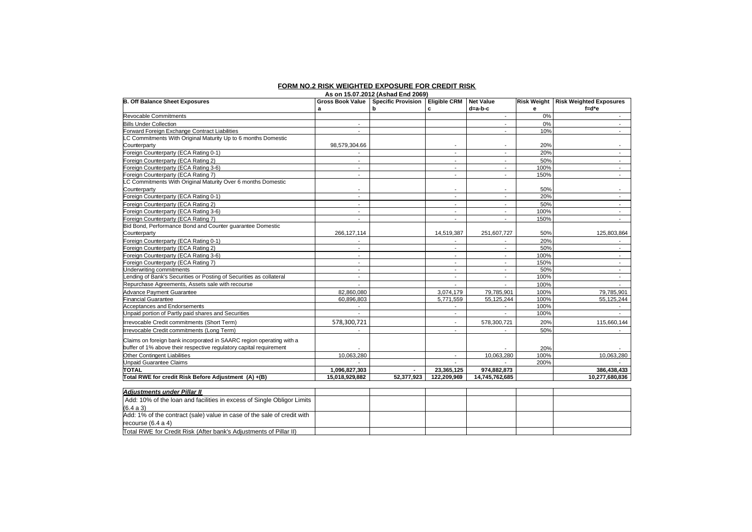## FORM NO.2 RISK WEIGHTED EXPOSURE FOR CREDIT RISK

As on 15.07.2012 (Ashad End 2069)

| B. Off Balance Sheet Exposures | Gross Book Value<br>a | Specific Provision<br>b | Eligible CRM<br>c | Net Value<br>d=a-b-c | Risk Weight<br>e | Risk Weighted Exposures<br>f=d*e |
|---|---|---|---|---|---|---|
| Revocable Commitments | | | | - | 0% | - |
| Bills Under Collection | - | | | - | 0% | - |
| Forward Foreign Exchange Contract Liabilities | - | | | - | 10% | - |
| LC Commitments With Original Maturity Up to 6 months Domestic Counterparty | 98,579,304.66 | | - | - | 20% | - |
| Foreign Counterparty (ECA Rating 0-1) | - | | - | - | 20% | - |
| Foreign Counterparty (ECA Rating 2) | - | | - | - | 50% | - |
| Foreign Counterparty (ECA Rating 3-6) | - | | - | - | 100% | - |
| Foreign Counterparty (ECA Rating 7) | - | | - | - | 150% | - |
| LC Commitments With Original Maturity Over 6 months Domestic Counterparty | - | | - | - | 50% | - |
| Foreign Counterparty (ECA Rating 0-1) | - | | - | - | 20% | - |
| Foreign Counterparty (ECA Rating 2) | - | | - | - | 50% | - |
| Foreign Counterparty (ECA Rating 3-6) | - | | - | - | 100% | - |
| Foreign Counterparty (ECA Rating 7) | - | | - | - | 150% | - |
| Bid Bond, Performance Bond and Counter guarantee Domestic Counterparty | 266,127,114 | | 14,519,387 | 251,607,727 | 50% | 125,803,864 |
| Foreign Counterparty (ECA Rating 0-1) | - | | - | - | 20% | - |
| Foreign Counterparty (ECA Rating 2) | - | | - | - | 50% | - |
| Foreign Counterparty (ECA Rating 3-6) | - | | - | - | 100% | - |
| Foreign Counterparty (ECA Rating 7) | - | | - | - | 150% | - |
| Underwriting commitments | - | | - | - | 50% | - |
| Lending of Bank's Securities or Posting of Securities as collateral | - | | - | - | 100% | - |
| Repurchase Agreements, Assets sale with recourse | - | | - | - | 100% | - |
| Advance Payment Guarantee | 82,860,080 | | 3,074,179 | 79,785,901 | 100% | 79,785,901 |
| Financial Guarantee | 60,896,803 | | 5,771,559 | 55,125,244 | 100% | 55,125,244 |
| Acceptances and Endorsements | - | | - | - | 100% | - |
| Unpaid portion of Partly paid shares and Securities | - | | - | - | 100% | - |
| Irrevocable Credit commitments (Short Term) | 578,300,721 | | - | 578,300,721 | 20% | 115,660,144 |
| Irrevocable Credit commitments (Long Term) | - | | - | - | 50% | - |
| Claims on foreign bank incorporated in SAARC region operating with a buffer of 1% above their respective regulatory capital requirement | - | | | - | 20% | - |
| Other Contingent Liabilities | 10,063,280 | | - | 10,063,280 | 100% | 10,063,280 |
| Unpaid Guarantee Claims | - | | - | - | 200% | - |
| **TOTAL** | **1,096,827,303** | **-** | **23,365,125** | **974,882,873** | | **386,438,433** |
| **Total RWE for credit Risk Before Adjustment (A) +(B)** | **15,018,929,882** | **52,377,923** | **122,209,969** | **14,745,762,685** | | **10,277,680,836** |

| ***Adjustments under Pillar II*** | | | | | | |
|---|---|---|---|---|---|---|
| Add: 10% of the loan and facilities in excess of Single Obligor Limits (6.4 a 3) | | | | | | |
| Add: 1% of the contract (sale) value in case of the sale of credit with recourse (6.4 a 4) | | | | | | |
| Total RWE for Credit Risk (After bank's Adjustments of Pillar II) | | | | | | |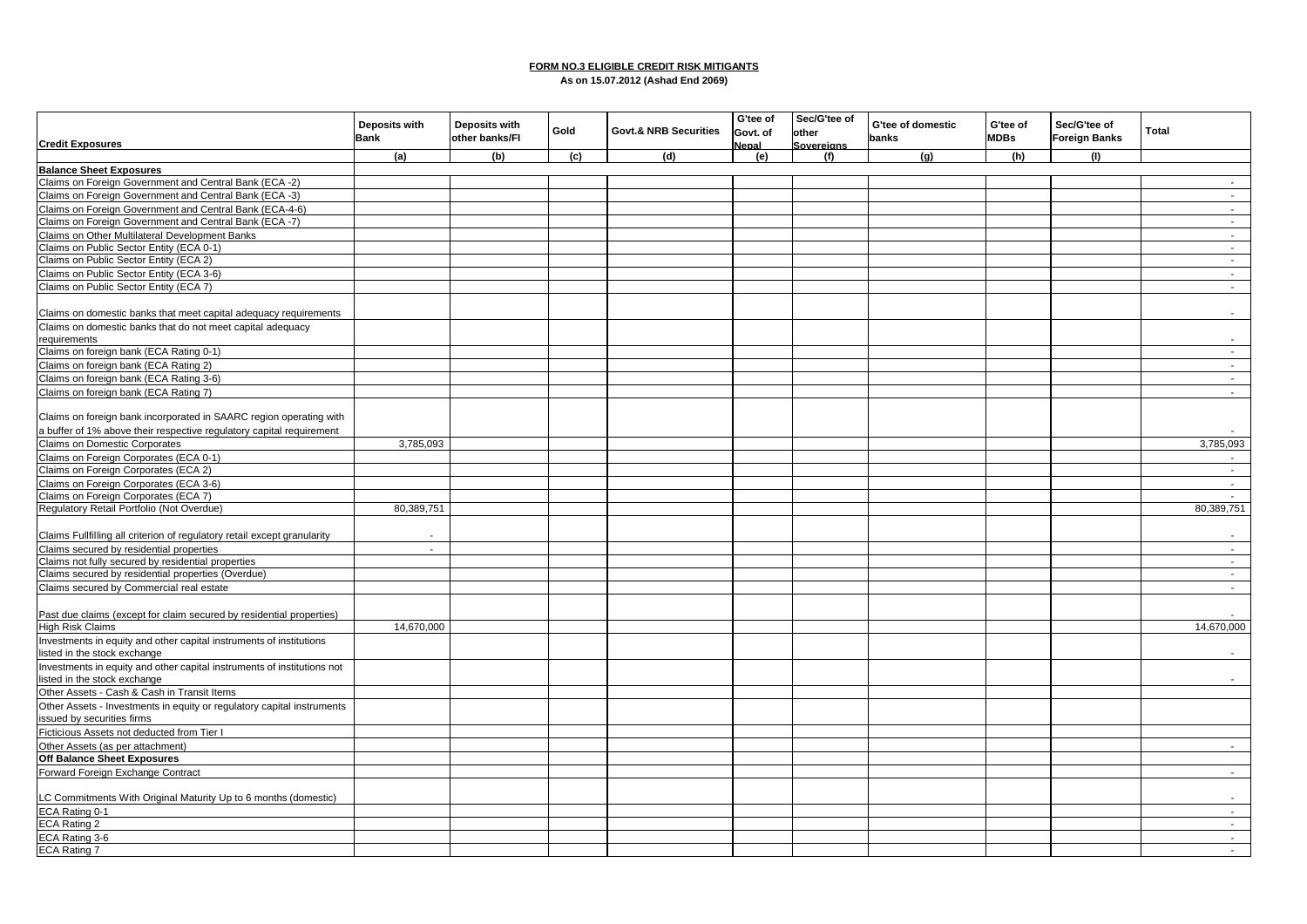**FORM NO.3 ELIGIBLE CREDIT RISK MITIGANTS**

**As on 15.07.2012 (Ashad End 2069)**

| Credit Exposures | Deposits with Bank | Deposits with other banks/FI | Gold | Govt.& NRB Securities | G'tee of Govt. of Nepal | Sec/G'tee of other Sovereigns | G'tee of domestic banks | G'tee of MDBs | Sec/G'tee of Foreign Banks | Total |
|---|---|---|---|---|---|---|---|---|---|---|
| | (a) | (b) | (c) | (d) | (e) | (f) | (g) | (h) | (I) | |
| **Balance Sheet Exposures** | | | | | | | | | | |
| Claims on Foreign Government and Central Bank (ECA -2) | | | | | | | | | | - |
| Claims on Foreign Government and Central Bank (ECA -3) | | | | | | | | | | - |
| Claims on Foreign Government and Central Bank (ECA-4-6) | | | | | | | | | | - |
| Claims on Foreign Government and Central Bank (ECA -7) | | | | | | | | | | - |
| Claims on Other Multilateral Development Banks | | | | | | | | | | - |
| Claims on Public Sector Entity (ECA 0-1) | | | | | | | | | | - |
| Claims on Public Sector Entity (ECA 2) | | | | | | | | | | - |
| Claims on Public Sector Entity (ECA 3-6) | | | | | | | | | | - |
| Claims on Public Sector Entity (ECA 7) | | | | | | | | | | - |
| Claims on domestic banks that meet capital adequacy requirements | | | | | | | | | | - |
| Claims on domestic banks that do not meet capital adequacy requirements | | | | | | | | | | - |
| Claims on foreign bank (ECA Rating 0-1) | | | | | | | | | | - |
| Claims on foreign bank (ECA Rating 2) | | | | | | | | | | - |
| Claims on foreign bank (ECA Rating 3-6) | | | | | | | | | | - |
| Claims on foreign bank (ECA Rating 7) | | | | | | | | | | - |
| Claims on foreign bank incorporated in SAARC region operating with a buffer of 1% above their respective regulatory capital requirement | | | | | | | | | | - |
| Claims on Domestic Corporates | 3,785,093 | | | | | | | | | 3,785,093 |
| Claims on Foreign Corporates (ECA 0-1) | | | | | | | | | | - |
| Claims on Foreign Corporates (ECA 2) | | | | | | | | | | - |
| Claims on Foreign Corporates (ECA 3-6) | | | | | | | | | | - |
| Claims on Foreign Corporates (ECA 7) | | | | | | | | | | - |
| Regulatory Retail Portfolio (Not Overdue) | 80,389,751 | | | | | | | | | 80,389,751 |
| Claims Fullfilling all criterion of regulatory retail except granularity | - | | | | | | | | | - |
| Claims secured by residential properties | - | | | | | | | | | - |
| Claims not fully secured by residential properties | | | | | | | | | | - |
| Claims secured by residential properties (Overdue) | | | | | | | | | | - |
| Claims secured by Commercial real estate | | | | | | | | | | - |
| Past due claims (except for claim secured by residential properties) | | | | | | | | | | - |
| High Risk Claims | 14,670,000 | | | | | | | | | 14,670,000 |
| Investments in equity and other capital instruments of institutions listed in the stock exchange | | | | | | | | | | - |
| Investments in equity and other capital instruments of institutions not listed in the stock exchange | | | | | | | | | | - |
| Other Assets - Cash & Cash in Transit Items | | | | | | | | | | |
| Other Assets - Investments in equity or regulatory capital instruments issued by securities firms | | | | | | | | | | |
| Ficticious Assets not deducted from Tier I | | | | | | | | | | |
| Other Assets (as per attachment) | | | | | | | | | | - |
| **Off Balance Sheet Exposures** | | | | | | | | | | |
| Forward Foreign Exchange Contract | | | | | | | | | | - |
| LC Commitments With Original Maturity Up to 6 months (domestic) | | | | | | | | | | - |
| ECA Rating 0-1 | | | | | | | | | | - |
| ECA Rating 2 | | | | | | | | | | - |
| ECA Rating 3-6 | | | | | | | | | | - |
| ECA Rating 7 | | | | | | | | | | - |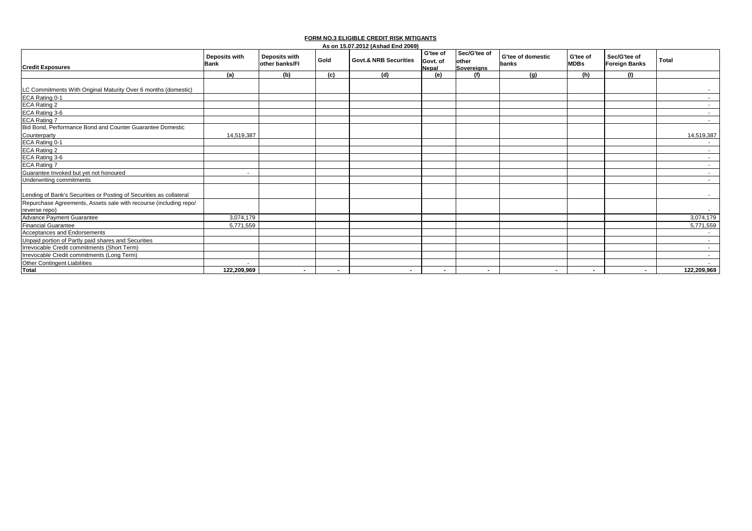## FORM NO.3 ELIGIBLE CREDIT RISK MITIGANTS

As on 15.07.2012 (Ashad End 2069)

| Credit Exposures | Deposits with Bank | Deposits with other banks/FI | Gold | Govt.& NRB Securities | G'tee of Govt. of Nepal | Sec/G'tee of other Sovereigns | G'tee of domestic banks | G'tee of MDBs | Sec/G'tee of Foreign Banks | Total |
|---|---|---|---|---|---|---|---|---|---|---|
| | (a) | (b) | (c) | (d) | (e) | (f) | (g) | (h) | (I) | |
| LC Commitments With Original Maturity Over 6 months (domestic) | | | | | | | | | | - |
| ECA Rating 0-1 | | | | | | | | | | - |
| ECA Rating 2 | | | | | | | | | | - |
| ECA Rating 3-6 | | | | | | | | | | - |
| ECA Rating 7 | | | | | | | | | | - |
| Bid Bond, Performance Bond and Counter Guarantee Domestic Counterparty | 14,519,387 | | | | | | | | | 14,519,387 |
| ECA Rating 0-1 | | | | | | | | | | - |
| ECA Rating 2 | | | | | | | | | | - |
| ECA Rating 3-6 | | | | | | | | | | - |
| ECA Rating 7 | | | | | | | | | | - |
| Guarantee Invoked but yet not honoured | - | | | | | | | | | - |
| Underwriting commitments | | | | | | | | | | - |
| Lending of Bank's Securities or Posting of Securities as collateral | | | | | | | | | | - |
| Repurchase Agreements, Assets sale with recourse (including repo/ reverse repo) | | | | | | | | | | - |
| Advance Payment Guarantee | 3,074,179 | | | | | | | | | 3,074,179 |
| Financial Guarantee | 5,771,559 | | | | | | | | | 5,771,559 |
| Acceptances and Endorsements | | | | | | | | | | - |
| Unpaid portion of Partly paid shares and Securities | | | | | | | | | | - |
| Irrevocable Credit commitments (Short Term) | | | | | | | | | | - |
| Irrevocable Credit commitments (Long Term) | | | | | | | | | | - |
| Other Contingent Liabilities | - | | | | | | | | | - |
| **Total** | **122,209,969** | **-** | **-** | **-** | **-** | **-** | **-** | **-** | **-** | **122,209,969** |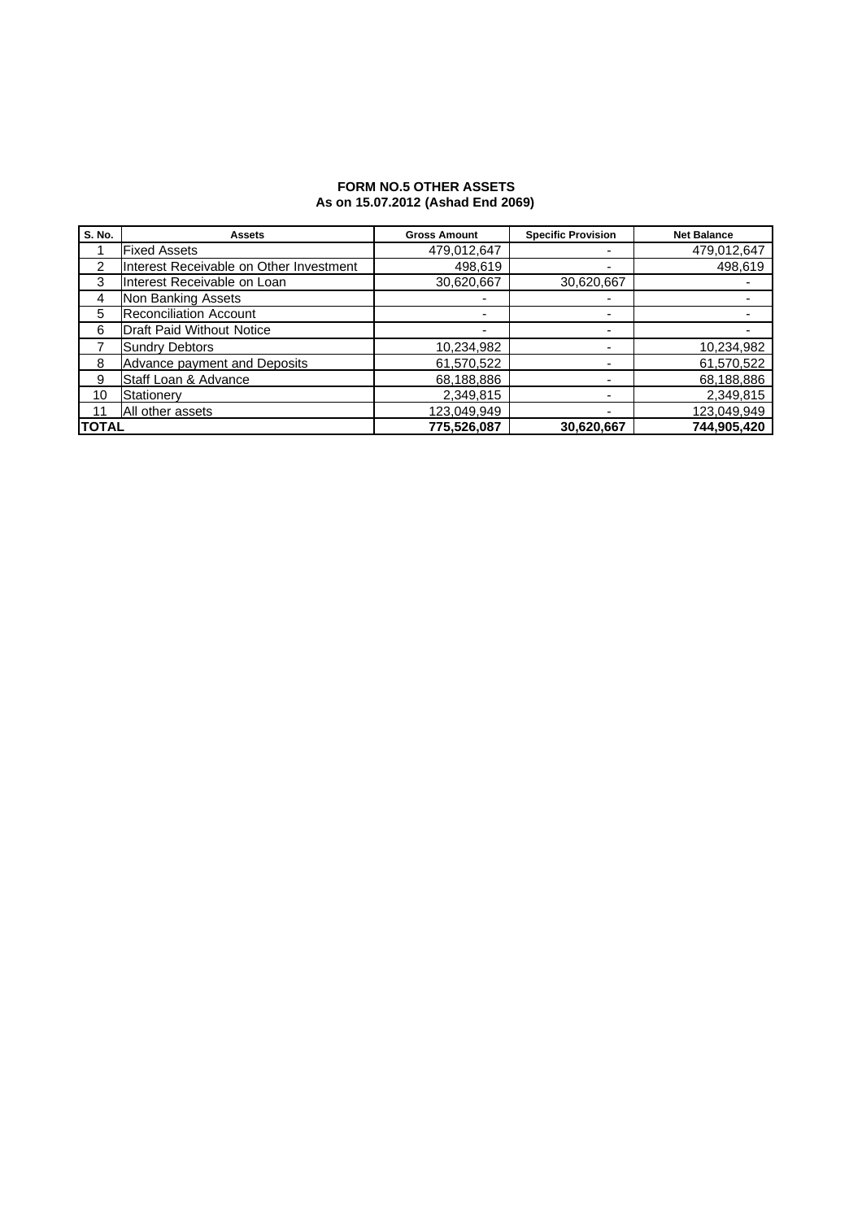**FORM NO.5 OTHER ASSETS**
**As on 15.07.2012 (Ashad End 2069)**

| S. No. | Assets | Gross Amount | Specific Provision | Net Balance |
|---|---|---|---|---|
| 1 | Fixed Assets | 479,012,647 | - | 479,012,647 |
| 2 | Interest Receivable on Other Investment | 498,619 | - | 498,619 |
| 3 | Interest Receivable on Loan | 30,620,667 | 30,620,667 | - |
| 4 | Non Banking Assets | - | - | - |
| 5 | Reconciliation Account | - | - | - |
| 6 | Draft Paid Without Notice | - | - | - |
| 7 | Sundry Debtors | 10,234,982 | - | 10,234,982 |
| 8 | Advance payment and Deposits | 61,570,522 | - | 61,570,522 |
| 9 | Staff Loan & Advance | 68,188,886 | - | 68,188,886 |
| 10 | Stationery | 2,349,815 | - | 2,349,815 |
| 11 | All other assets | 123,049,949 | - | 123,049,949 |
| **TOTAL** | | **775,526,087** | **30,620,667** | **744,905,420** |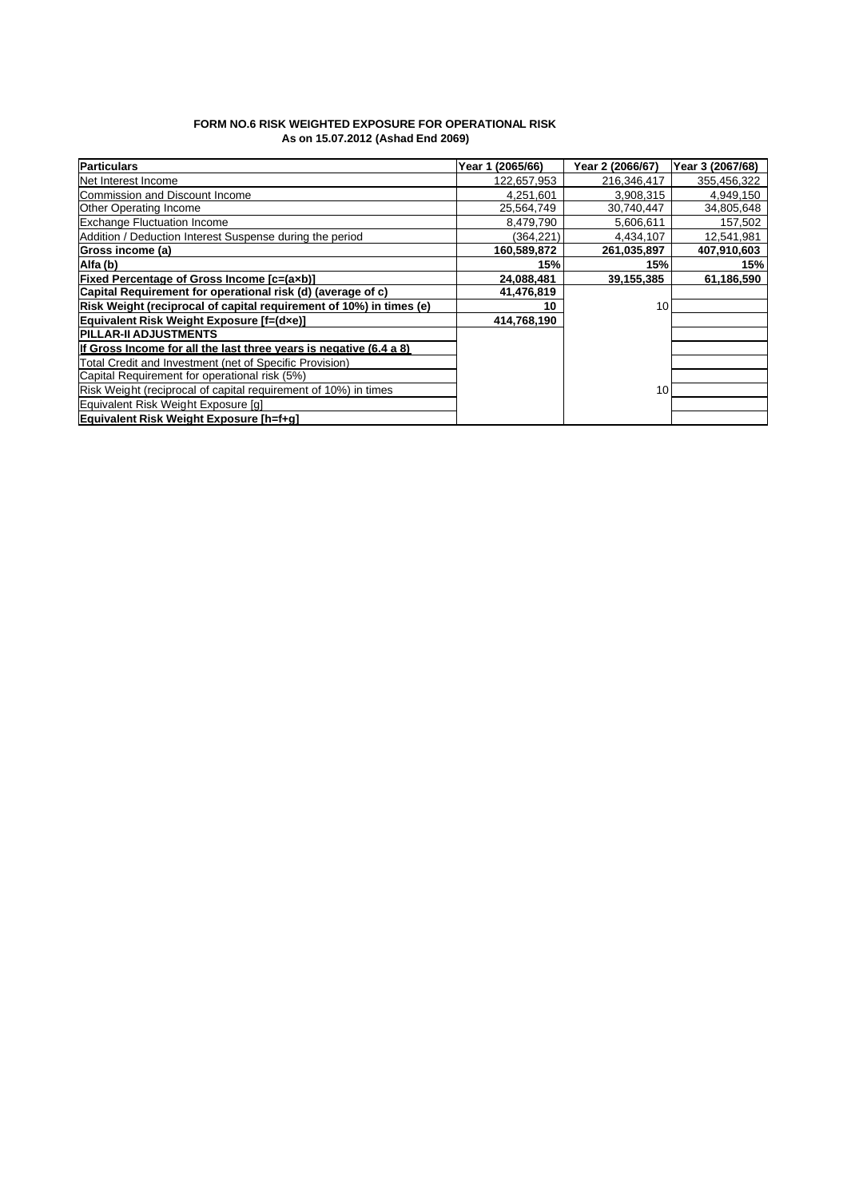# FORM NO.6 RISK WEIGHTED EXPOSURE FOR OPERATIONAL RISK

**As on 15.07.2012 (Ashad End 2069)**

| Particulars | Year 1 (2065/66) | Year 2 (2066/67) | Year 3 (2067/68) |
|---|---|---|---|
| Net Interest Income | 122,657,953 | 216,346,417 | 355,456,322 |
| Commission and Discount Income | 4,251,601 | 3,908,315 | 4,949,150 |
| Other Operating Income | 25,564,749 | 30,740,447 | 34,805,648 |
| Exchange Fluctuation Income | 8,479,790 | 5,606,611 | 157,502 |
| Addition / Deduction Interest Suspense during the period | (364,221) | 4,434,107 | 12,541,981 |
| **Gross income (a)** | **160,589,872** | **261,035,897** | **407,910,603** |
| **Alfa (b)** | **15%** | **15%** | **15%** |
| **Fixed Percentage of Gross Income [c=(a×b)]** | **24,088,481** | **39,155,385** | **61,186,590** |
| **Capital Requirement for operational risk (d) (average of c)** | **41,476,819** | | |
| **Risk Weight (reciprocal of capital requirement of 10%) in times (e)** | **10** | 10 | |
| **Equivalent Risk Weight Exposure [f=(d×e)]** | **414,768,190** | | |
| **PILLAR-II ADJUSTMENTS** | | | |
| **If Gross Income for all the last three years is negative (6.4 a 8)** | | | |
| Total Credit and Investment (net of Specific Provision) | | | |
| Capital Requirement for operational risk (5%) | | | |
| Risk Weight (reciprocal of capital requirement of 10%) in times | | 10 | |
| Equivalent Risk Weight Exposure [g] | | | |
| **Equivalent Risk Weight Exposure [h=f+g]** | | | |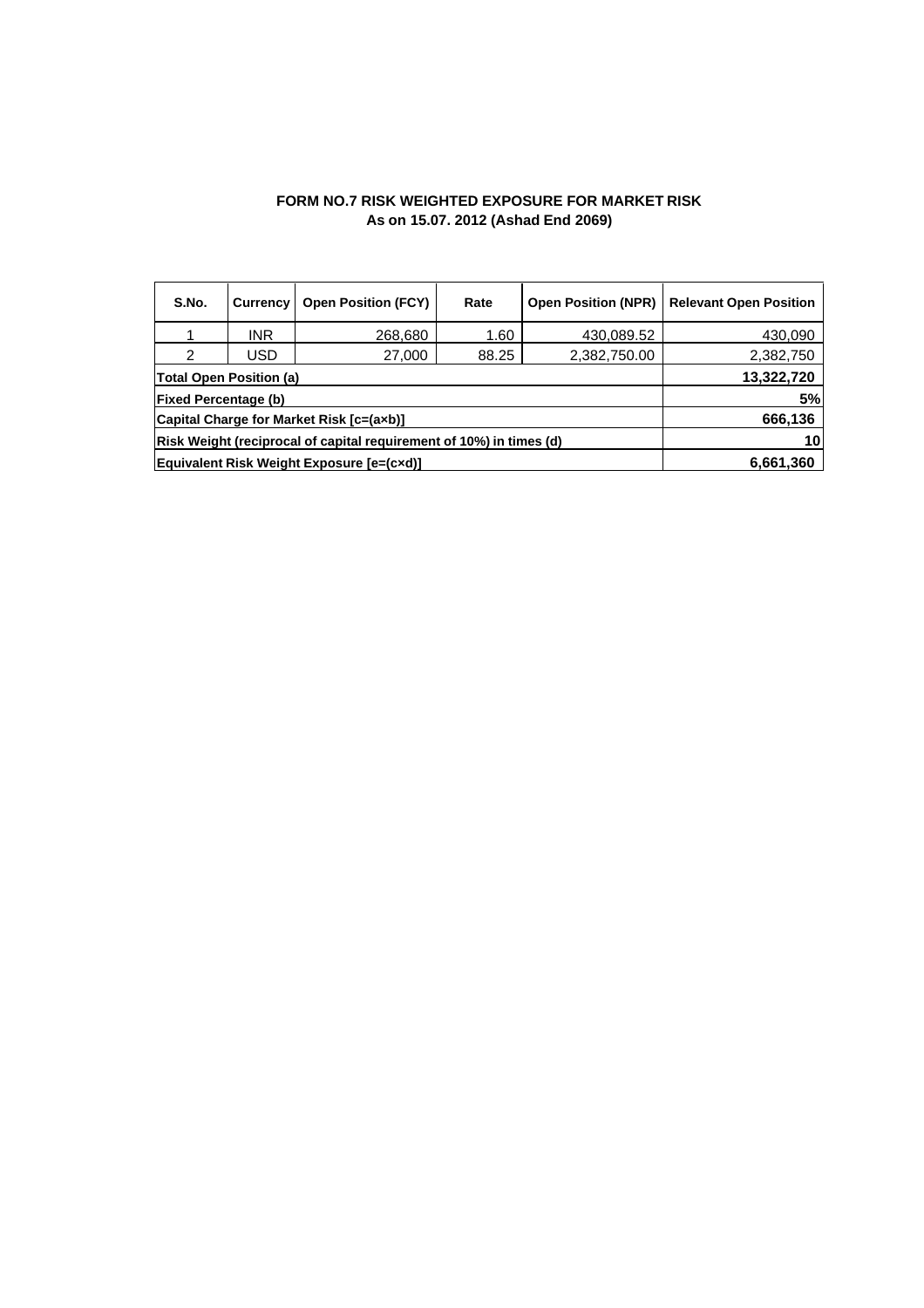## FORM NO.7 RISK WEIGHTED EXPOSURE FOR MARKET RISK
### As on 15.07. 2012 (Ashad End 2069)

| S.No. | Currency | Open Position (FCY) | Rate | Open Position (NPR) | Relevant Open Position |
|---|---|---|---|---|---|
| 1 | INR | 268,680 | 1.60 | 430,089.52 | 430,090 |
| 2 | USD | 27,000 | 88.25 | 2,382,750.00 | 2,382,750 |
| **Total Open Position (a)** | | | | | **13,322,720** |
| **Fixed Percentage (b)** | | | | | **5%** |
| **Capital Charge for Market Risk [c=(a×b)]** | | | | | **666,136** |
| **Risk Weight (reciprocal of capital requirement of 10%) in times (d)** | | | | | **10** |
| **Equivalent Risk Weight Exposure [e=(c×d)]** | | | | | **6,661,360** |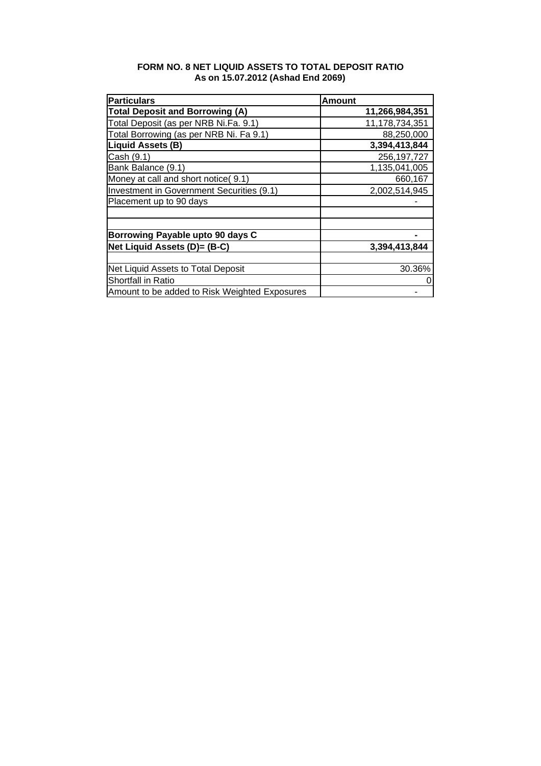**FORM NO. 8 NET LIQUID ASSETS TO TOTAL DEPOSIT RATIO**
**As on 15.07.2012 (Ashad End 2069)**

| Particulars | Amount |
|---|---|
| **Total Deposit and Borrowing (A)** | **11,266,984,351** |
| Total Deposit (as per NRB Ni.Fa. 9.1) | 11,178,734,351 |
| Total Borrowing (as per NRB Ni. Fa 9.1) | 88,250,000 |
| **Liquid Assets (B)** | **3,394,413,844** |
| Cash (9.1) | 256,197,727 |
| Bank Balance (9.1) | 1,135,041,005 |
| Money at call and short notice( 9.1) | 660,167 |
| Investment in Government Securities (9.1) | 2,002,514,945 |
| Placement up to 90 days | - |
| | |
| | |
| **Borrowing Payable upto 90 days C** | **-** |
| **Net Liquid Assets (D)= (B-C)** | **3,394,413,844** |
| | |
| Net Liquid Assets to Total Deposit | 30.36% |
| Shortfall in Ratio | 0 |
| Amount to be added to Risk Weighted Exposures | - |